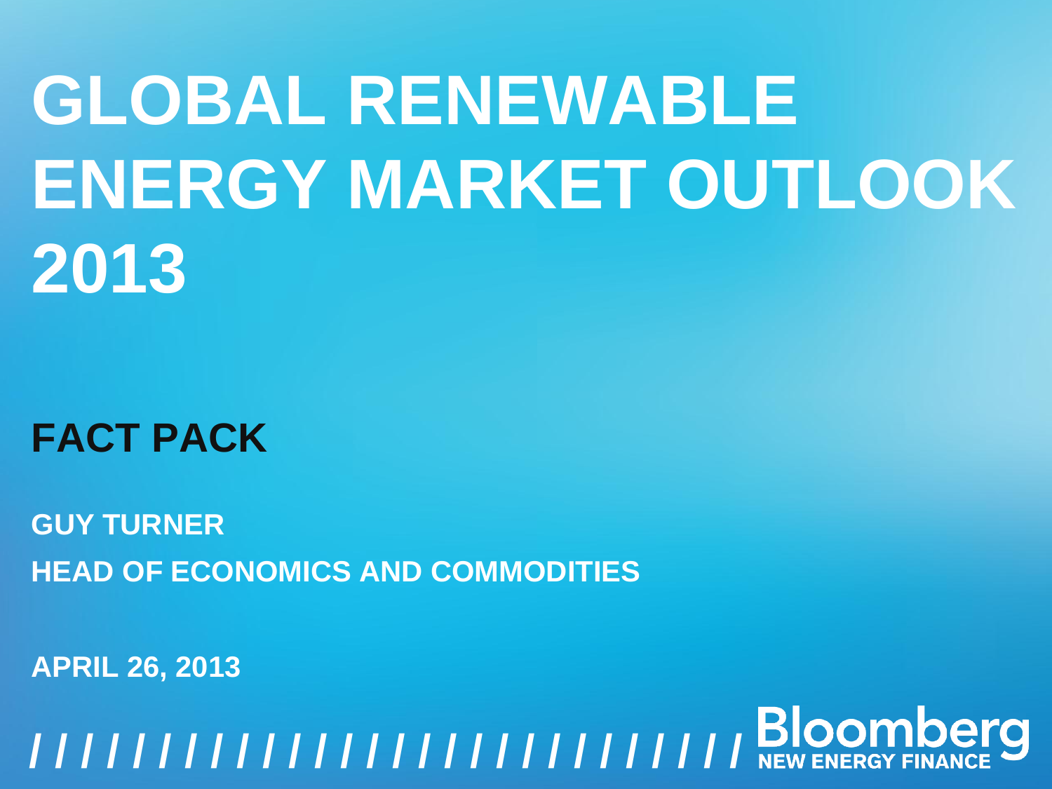# GLOBAL RENEWABLE ENERGY MARKET OUTLOOK 2013

## FACT PACK

**GUY TURNER**

**HEAD OF ECONOMICS AND COMMODITIES**

**APRIL 26, 2013**

Bloomberg NEW ENERGY FINANCE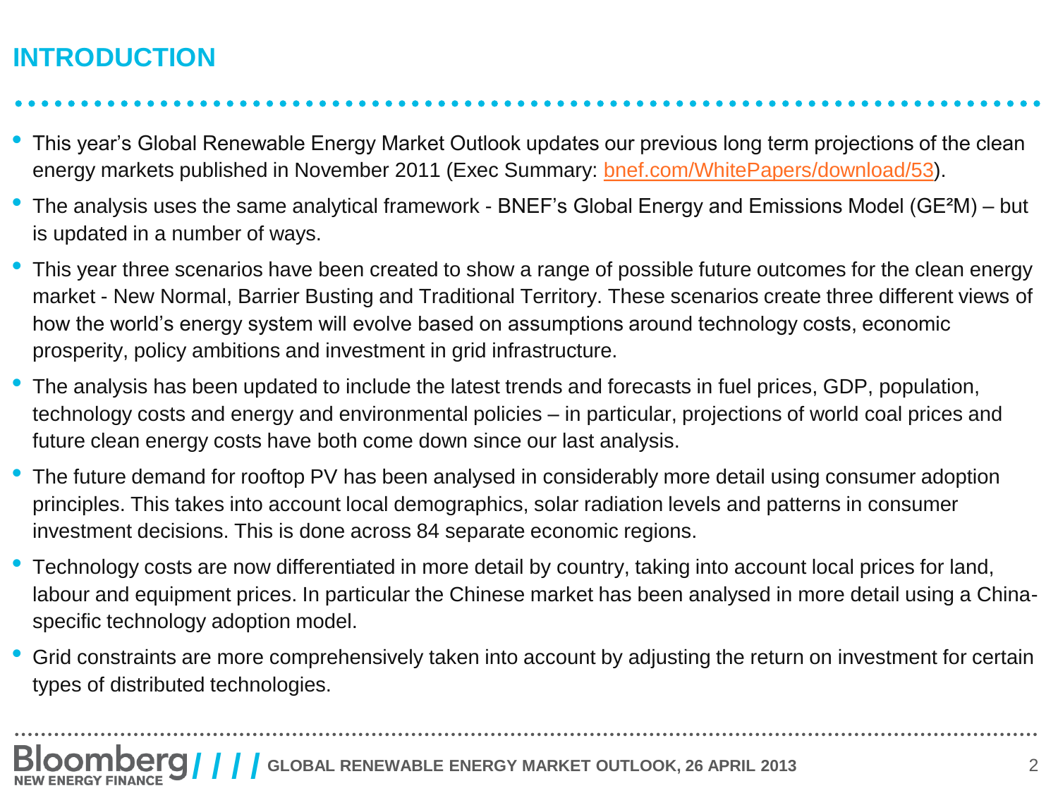# INTRODUCTION

- This year's Global Renewable Energy Market Outlook updates our previous long term projections of the clean energy markets published in November 2011 (Exec Summary: bnef.com/WhitePapers/download/53).
- The analysis uses the same analytical framework - BNEF's Global Energy and Emissions Model ($GE^2M$) – but is updated in a number of ways.
- This year three scenarios have been created to show a range of possible future outcomes for the clean energy market - New Normal, Barrier Busting and Traditional Territory. These scenarios create three different views of how the world's energy system will evolve based on assumptions around technology costs, economic prosperity, policy ambitions and investment in grid infrastructure.
- The analysis has been updated to include the latest trends and forecasts in fuel prices, GDP, population, technology costs and energy and environmental policies – in particular, projections of world coal prices and future clean energy costs have both come down since our last analysis.
- The future demand for rooftop PV has been analysed in considerably more detail using consumer adoption principles. This takes into account local demographics, solar radiation levels and patterns in consumer investment decisions. This is done across 84 separate economic regions.
- Technology costs are now differentiated in more detail by country, taking into account local prices for land, labour and equipment prices. In particular the Chinese market has been analysed in more detail using a China-specific technology adoption model.
- Grid constraints are more comprehensively taken into account by adjusting the return on investment for certain types of distributed technologies.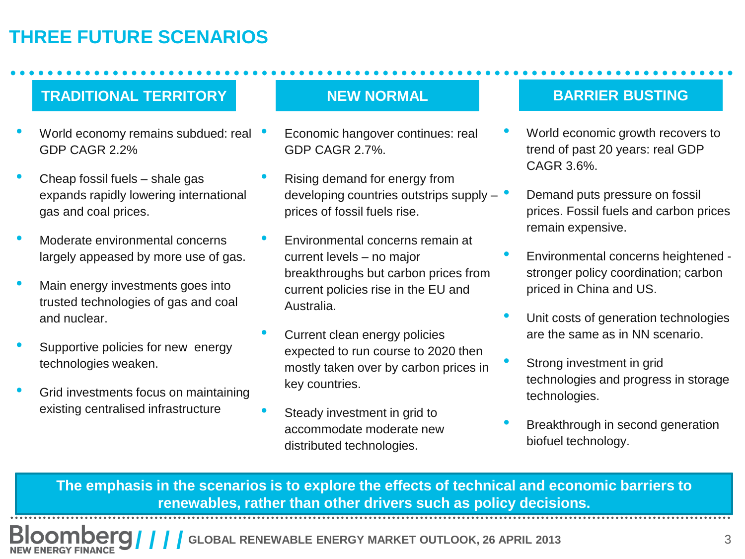# THREE FUTURE SCENARIOS

## TRADITIONAL TERRITORY

- World economy remains subdued: real GDP CAGR 2.2%
- Cheap fossil fuels – shale gas expands rapidly lowering international gas and coal prices.
- Moderate environmental concerns largely appeased by more use of gas.
- Main energy investments goes into trusted technologies of gas and coal and nuclear.
- Supportive policies for new energy technologies weaken.
- Grid investments focus on maintaining existing centralised infrastructure

## NEW NORMAL

- Economic hangover continues: real GDP CAGR 2.7%.
- Rising demand for energy from developing countries outstrips supply – prices of fossil fuels rise.
- Environmental concerns remain at current levels – no major breakthroughs but carbon prices from current policies rise in the EU and Australia.
- Current clean energy policies expected to run course to 2020 then mostly taken over by carbon prices in key countries.
- Steady investment in grid to accommodate moderate new distributed technologies.

## BARRIER BUSTING

- World economic growth recovers to trend of past 20 years: real GDP CAGR 3.6%.
- Demand puts pressure on fossil prices. Fossil fuels and carbon prices remain expensive.
- Environmental concerns heightened - stronger policy coordination; carbon priced in China and US.
- Unit costs of generation technologies are the same as in NN scenario.
- Strong investment in grid technologies and progress in storage technologies.
- Breakthrough in second generation biofuel technology.

**The emphasis in the scenarios is to explore the effects of technical and economic barriers to renewables, rather than other drivers such as policy decisions.**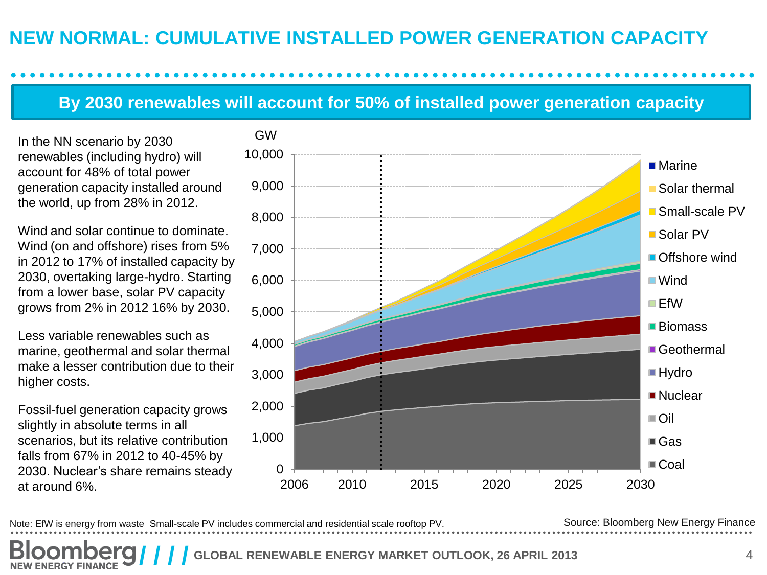# NEW NORMAL: CUMULATIVE INSTALLED POWER GENERATION CAPACITY

## By 2030 renewables will account for 50% of installed power generation capacity

In the NN scenario by 2030 renewables (including hydro) will account for 48% of total power generation capacity installed around the world, up from 28% in 2012.

Wind and solar continue to dominate. Wind (on and offshore) rises from 5% in 2012 to 17% of installed capacity by 2030, overtaking large-hydro. Starting from a lower base, solar PV capacity grows from 2% in 2012 16% by 2030.

Less variable renewables such as marine, geothermal and solar thermal make a lesser contribution due to their higher costs.

Fossil-fuel generation capacity grows slightly in absolute terms in all scenarios, but its relative contribution falls from 67% in 2012 to 40-45% by 2030. Nuclear's share remains steady at around 6%.

GW

Legend: Marine, Solar thermal, Small-scale PV, Solar PV, Offshore wind, Wind, EfW, Biomass, Geothermal, Hydro, Nuclear, Oil, Gas, Coal

Note: EfW is energy from waste Small-scale PV includes commercial and residential scale rooftop PV.

Source: Bloomberg New Energy Finance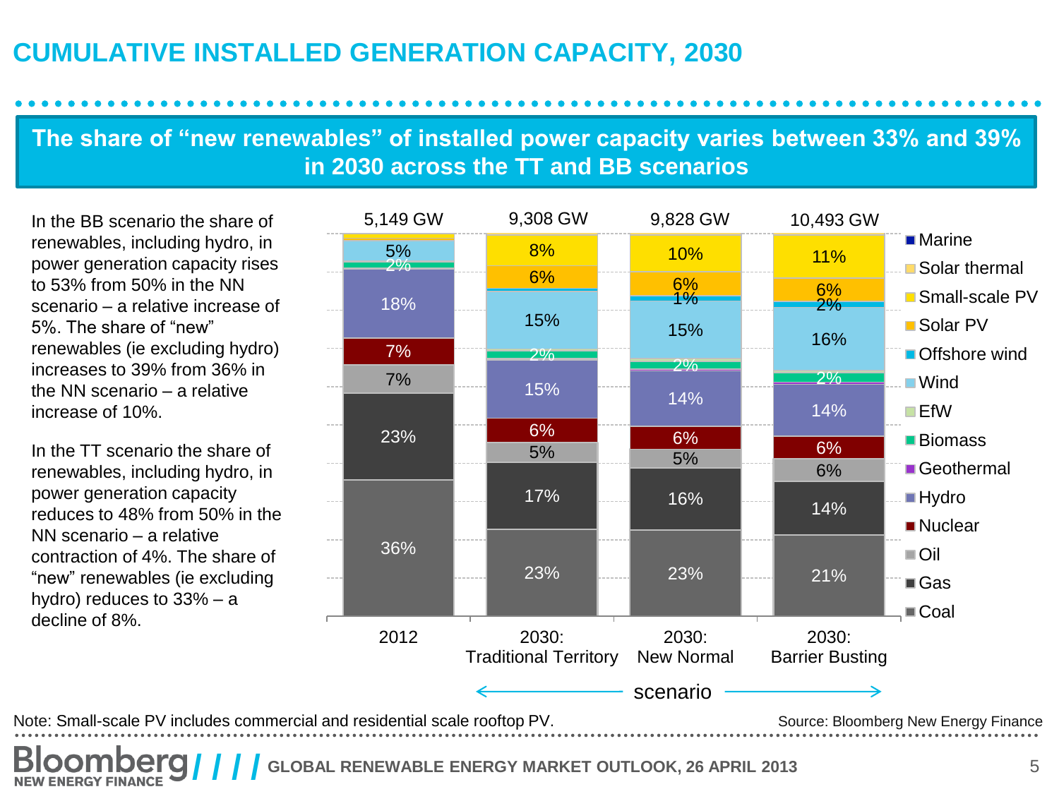# CUMULATIVE INSTALLED GENERATION CAPACITY, 2030

## The share of "new renewables" of installed power capacity varies between 33% and 39% in 2030 across the TT and BB scenarios

In the BB scenario the share of renewables, including hydro, in power generation capacity rises to 53% from 50% in the NN scenario – a relative increase of 5%. The share of "new" renewables (ie excluding hydro) increases to 39% from 36% in the NN scenario – a relative increase of 10%.

In the TT scenario the share of renewables, including hydro, in power generation capacity reduces to 48% from 50% in the NN scenario – a relative contraction of 4%. The share of "new" renewables (ie excluding hydro) reduces to 33% – a decline of 8%.

| | 2012 | 2030: Traditional Territory | 2030: New Normal | 2030: Barrier Busting |
|---|---|---|---|---|
| Total | 5,149 GW | 9,308 GW | 9,828 GW | 10,493 GW |
| Small-scale PV | | 8% | 10% | 11% |
| Solar PV | | 6% | 6% | 6% |
| Offshore wind | | | 1% | 2% |
| Wind | 5% | 15% | 15% | 16% |
| Biomass | 2% | 2% | 2% | 2% |
| Hydro | 18% | 15% | 14% | 14% |
| Nuclear | 7% | 6% | 6% | 6% |
| Oil | 7% | 5% | 5% | 6% |
| Gas | 23% | 17% | 16% | 14% |
| Coal | 36% | 23% | 23% | 21% |

Legend: Marine, Solar thermal, Small-scale PV, Solar PV, Offshore wind, Wind, EfW, Biomass, Geothermal, Hydro, Nuclear, Oil, Gas, Coal

Note: Small-scale PV includes commercial and residential scale rooftop PV.

Source: Bloomberg New Energy Finance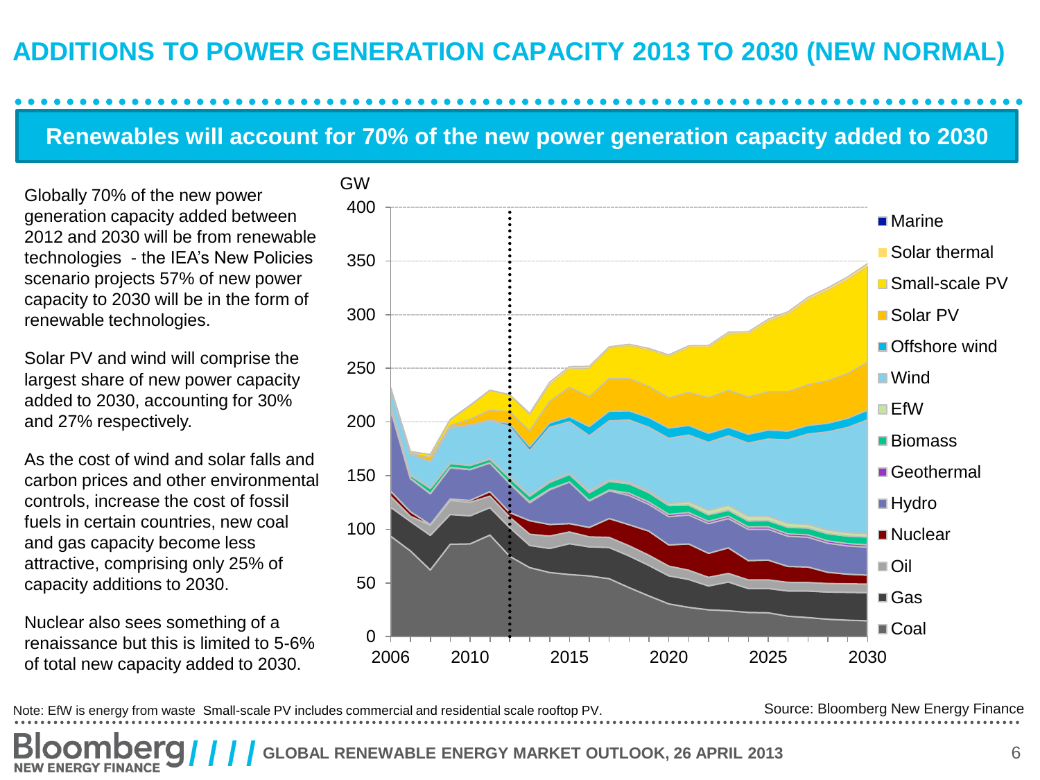# ADDITIONS TO POWER GENERATION CAPACITY 2013 TO 2030 (NEW NORMAL)

## Renewables will account for 70% of the new power generation capacity added to 2030

Globally 70% of the new power generation capacity added between 2012 and 2030 will be from renewable technologies - the IEA's New Policies scenario projects 57% of new power capacity to 2030 will be in the form of renewable technologies.

Solar PV and wind will comprise the largest share of new power capacity added to 2030, accounting for 30% and 27% respectively.

As the cost of wind and solar falls and carbon prices and other environmental controls, increase the cost of fossil fuels in certain countries, new coal and gas capacity become less attractive, comprising only 25% of capacity additions to 2030.

Nuclear also sees something of a renaissance but this is limited to 5-6% of total new capacity added to 2030.

GW

Legend: Marine, Solar thermal, Small-scale PV, Solar PV, Offshore wind, Wind, EfW, Biomass, Geothermal, Hydro, Nuclear, Oil, Gas, Coal

Note: EfW is energy from waste Small-scale PV includes commercial and residential scale rooftop PV.

Source: Bloomberg New Energy Finance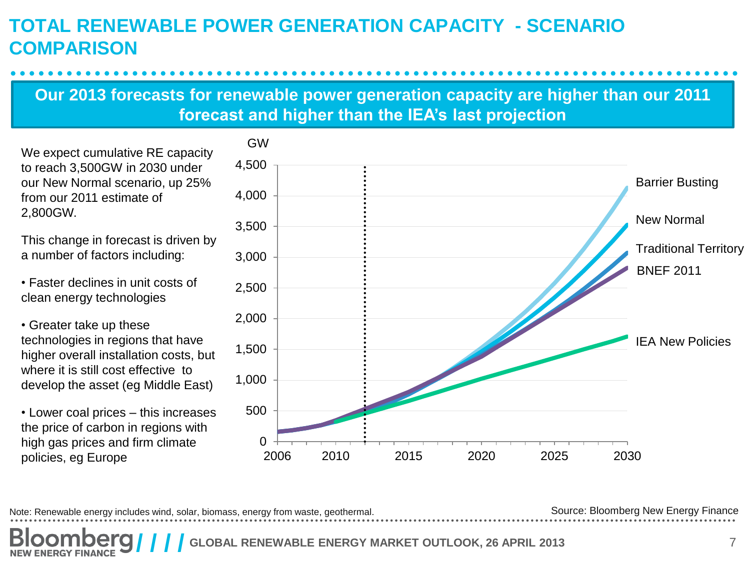# TOTAL RENEWABLE POWER GENERATION CAPACITY - SCENARIO COMPARISON

**Our 2013 forecasts for renewable power generation capacity are higher than our 2011 forecast and higher than the IEA's last projection**

We expect cumulative RE capacity to reach 3,500GW in 2030 under our New Normal scenario, up 25% from our 2011 estimate of 2,800GW.

This change in forecast is driven by a number of factors including:

- Faster declines in unit costs of clean energy technologies
- Greater take up these technologies in regions that have higher overall installation costs, but where it is still cost effective to develop the asset (eg Middle East)
- Lower coal prices – this increases the price of carbon in regions with high gas prices and firm climate policies, eg Europe

GW

4,500
4,000
3,500
3,000
2,500
2,000
1,500
1,000
500
0

2006 2010 2015 2020 2025 2030

Barrier Busting
New Normal
Traditional Territory
BNEF 2011
IEA New Policies

Note: Renewable energy includes wind, solar, biomass, energy from waste, geothermal.

Source: Bloomberg New Energy Finance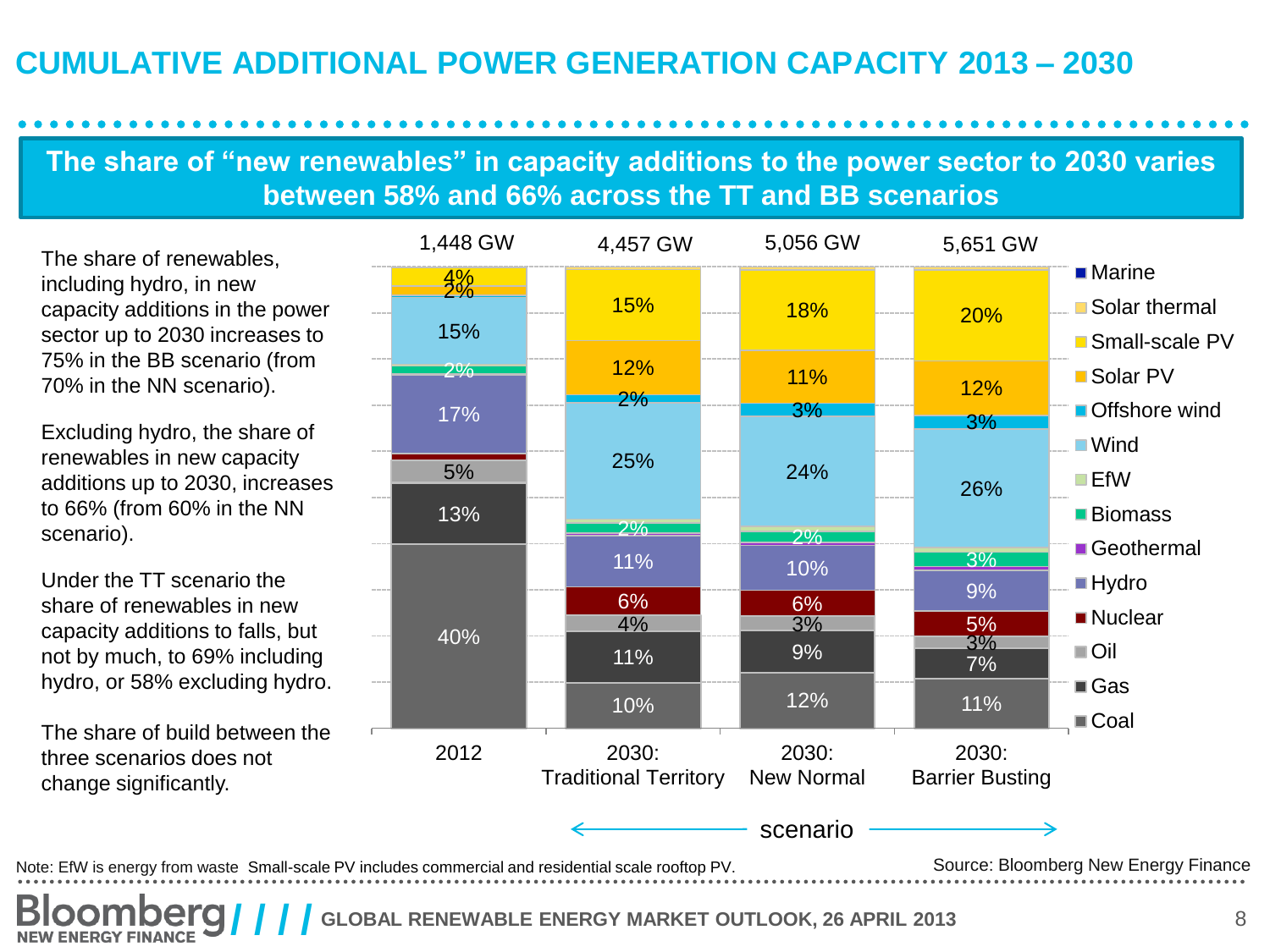# CUMULATIVE ADDITIONAL POWER GENERATION CAPACITY 2013 – 2030

**The share of "new renewables" in capacity additions to the power sector to 2030 varies between 58% and 66% across the TT and BB scenarios**

The share of renewables, including hydro, in new capacity additions in the power sector up to 2030 increases to 75% in the BB scenario (from 70% in the NN scenario).

Excluding hydro, the share of renewables in new capacity additions up to 2030, increases to 66% (from 60% in the NN scenario).

Under the TT scenario the share of renewables in new capacity additions to falls, but not by much, to 69% including hydro, or 58% excluding hydro.

The share of build between the three scenarios does not change significantly.

| | 2012 | 2030: Traditional Territory | 2030: New Normal | 2030: Barrier Busting |
|---|---|---|---|---|
| Total | 1,448 GW | 4,457 GW | 5,056 GW | 5,651 GW |
| Small-scale PV | 4% | 15% | 18% | 20% |
| Solar PV | 2% | 12% | 11% | 12% |
| Offshore wind | | 2% | 3% | 3% |
| Wind | 15% | 25% | 24% | 26% |
| Biomass | 2% | 2% | 2% | 3% |
| Hydro | 17% | 11% | 10% | 9% |
| Nuclear | | 6% | 6% | 5% |
| Oil | 5% | 4% | 3% | 3% |
| Gas | 13% | 11% | 9% | 7% |
| Coal | 40% | 10% | 12% | 11% |

Legend: Marine, Solar thermal, Small-scale PV, Solar PV, Offshore wind, Wind, EfW, Biomass, Geothermal, Hydro, Nuclear, Oil, Gas, Coal

← scenario →

Note: EfW is energy from waste Small-scale PV includes commercial and residential scale rooftop PV.

Source: Bloomberg New Energy Finance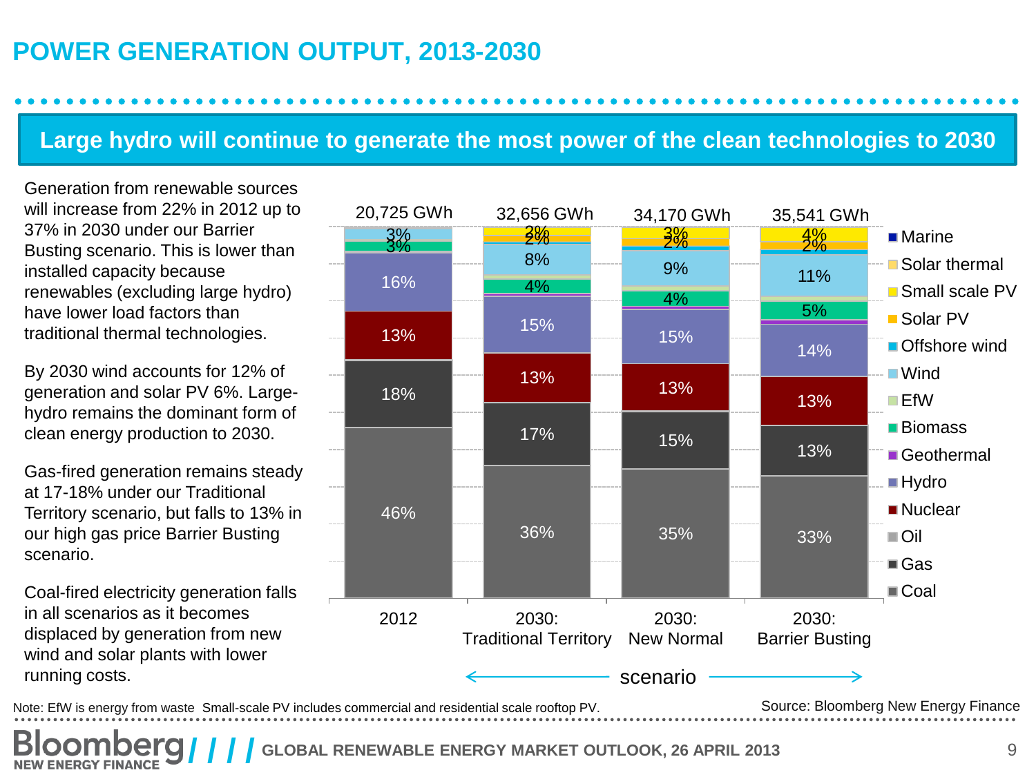# POWER GENERATION OUTPUT, 2013-2030

## Large hydro will continue to generate the most power of the clean technologies to 2030

Generation from renewable sources will increase from 22% in 2012 up to 37% in 2030 under our Barrier Busting scenario. This is lower than installed capacity because renewables (excluding large hydro) have lower load factors than traditional thermal technologies.

By 2030 wind accounts for 12% of generation and solar PV 6%. Large-hydro remains the dominant form of clean energy production to 2030.

Gas-fired generation remains steady at 17-18% under our Traditional Territory scenario, but falls to 13% in our high gas price Barrier Busting scenario.

Coal-fired electricity generation falls in all scenarios as it becomes displaced by generation from new wind and solar plants with lower running costs.

| | 2012 | 2030: Traditional Territory | 2030: New Normal | 2030: Barrier Busting |
|---|---|---|---|---|
| Total | 20,725 GWh | 32,656 GWh | 34,170 GWh | 35,541 GWh |
| Small scale PV | | 2% | 3% | 4% |
| Solar PV | | 2% | 2% | 2% |
| Wind | 3% | 8% | 9% | 11% |
| Biomass | 3% | 4% | 4% | 5% |
| Hydro | 16% | 15% | 15% | 14% |
| Nuclear | 13% | 13% | 13% | 13% |
| Gas | 18% | 17% | 15% | 13% |
| Coal | 46% | 36% | 35% | 33% |

Legend: Marine, Solar thermal, Small scale PV, Solar PV, Offshore wind, Wind, EfW, Biomass, Geothermal, Hydro, Nuclear, Oil, Gas, Coal

scenario

Note: EfW is energy from waste Small-scale PV includes commercial and residential scale rooftop PV.

Source: Bloomberg New Energy Finance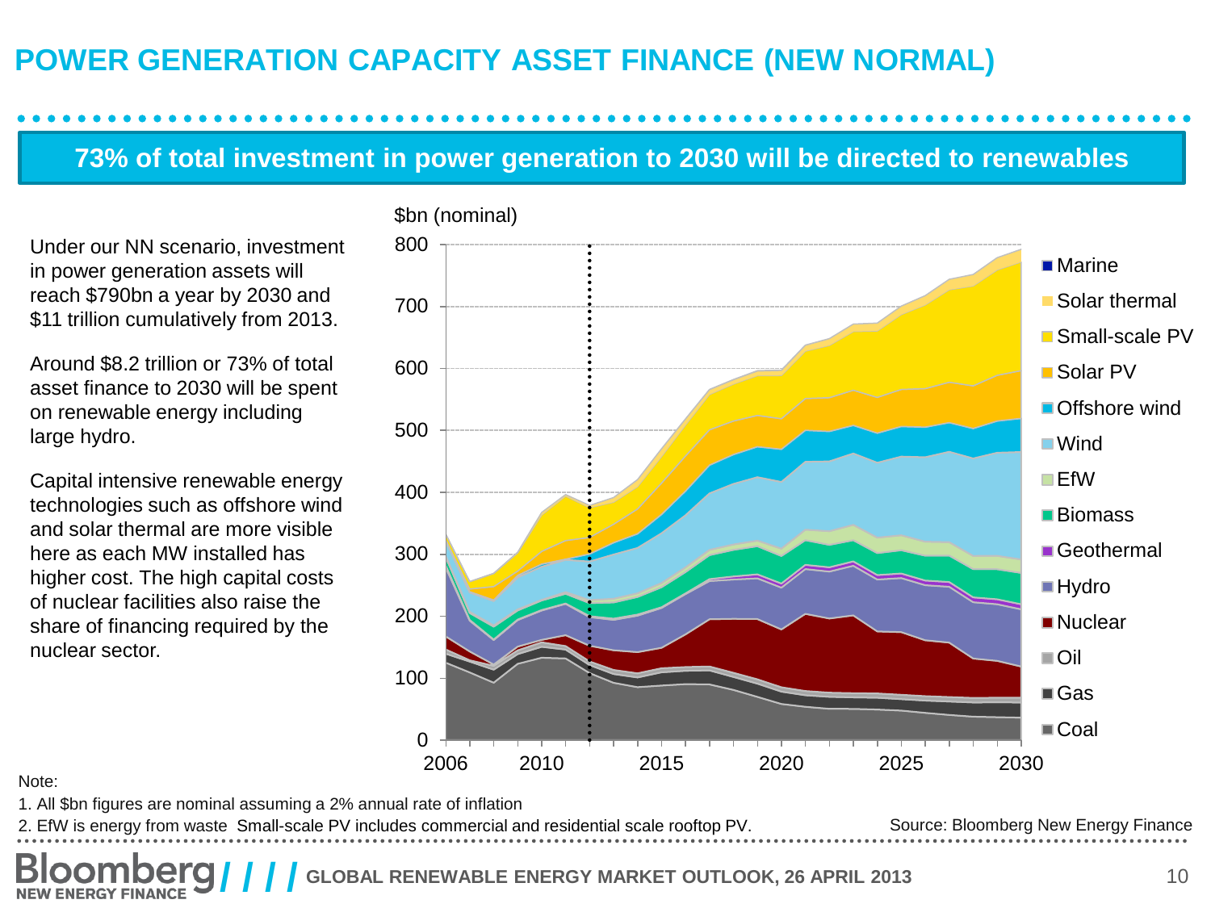# POWER GENERATION CAPACITY ASSET FINANCE (NEW NORMAL)

## 73% of total investment in power generation to 2030 will be directed to renewables

Under our NN scenario, investment in power generation assets will reach $790bn a year by 2030 and $11 trillion cumulatively from 2013.

Around $8.2 trillion or 73% of total asset finance to 2030 will be spent on renewable energy including large hydro.

Capital intensive renewable energy technologies such as offshore wind and solar thermal are more visible here as each MW installed has higher cost. The high capital costs of nuclear facilities also raise the share of financing required by the nuclear sector.

Note:

1. All $bn figures are nominal assuming a 2% annual rate of inflation
2. EfW is energy from waste Small-scale PV includes commercial and residential scale rooftop PV.

Source: Bloomberg New Energy Finance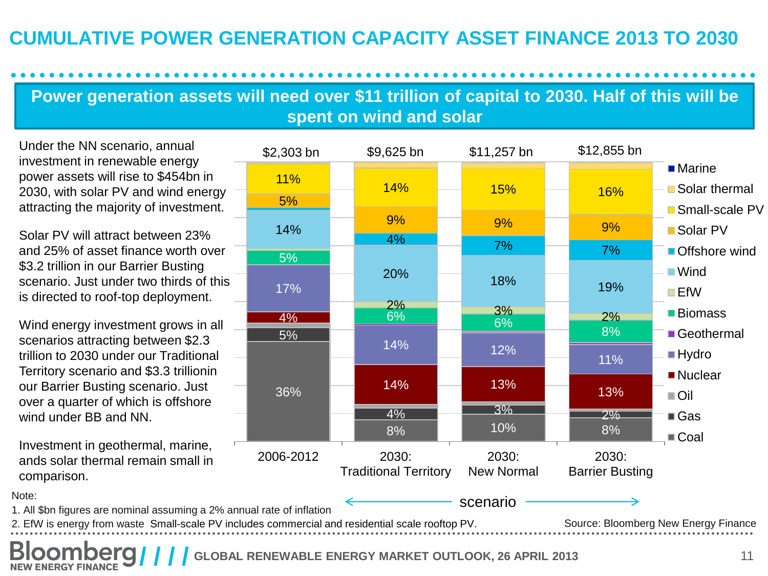# CUMULATIVE POWER GENERATION CAPACITY ASSET FINANCE 2013 TO 2030

**Power generation assets will need over $11 trillion of capital to 2030. Half of this will be spent on wind and solar**

Under the NN scenario, annual investment in renewable energy power assets will rise to $454bn in 2030, with solar PV and wind energy attracting the majority of investment.

Solar PV will attract between 23% and 25% of asset finance worth over $3.2 trillion in our Barrier Busting scenario. Just under two thirds of this is directed to roof-top deployment.

Wind energy investment grows in all scenarios attracting between $2.3 trillion to 2030 under our Traditional Territory scenario and $3.3 trillionin our Barrier Busting scenario. Just over a quarter of which is offshore wind under BB and NN.

Investment in geothermal, marine, ands solar thermal remain small in comparison.

| | 2006-2012 | 2030: Traditional Territory | 2030: New Normal | 2030: Barrier Busting |
|---|---|---|---|---|
| Total | $2,303 bn | $9,625 bn | $11,257 bn | $12,855 bn |
| Small-scale PV | 11% | 14% | 15% | 16% |
| Solar PV | 5% | 9% | 9% | 9% |
| Offshore wind | | 4% | 7% | 7% |
| Wind | 14% | 20% | 18% | 19% |
| EfW | | 2% | 3% | 2% |
| Biomass | 5% | 6% | 6% | 8% |
| Hydro | 17% | 14% | 12% | 11% |
| Nuclear | 4% | 14% | 13% | 13% |
| Gas | 5% | 4% | 3% | 2% |
| Coal | 36% | 8% | 10% | 8% |

Legend: Marine, Solar thermal, Small-scale PV, Solar PV, Offshore wind, Wind, EfW, Biomass, Geothermal, Hydro, Nuclear, Oil, Gas, Coal

← scenario →

Note:
1. All $bn figures are nominal assuming a 2% annual rate of inflation
2. EfW is energy from waste Small-scale PV includes commercial and residential scale rooftop PV.

Source: Bloomberg New Energy Finance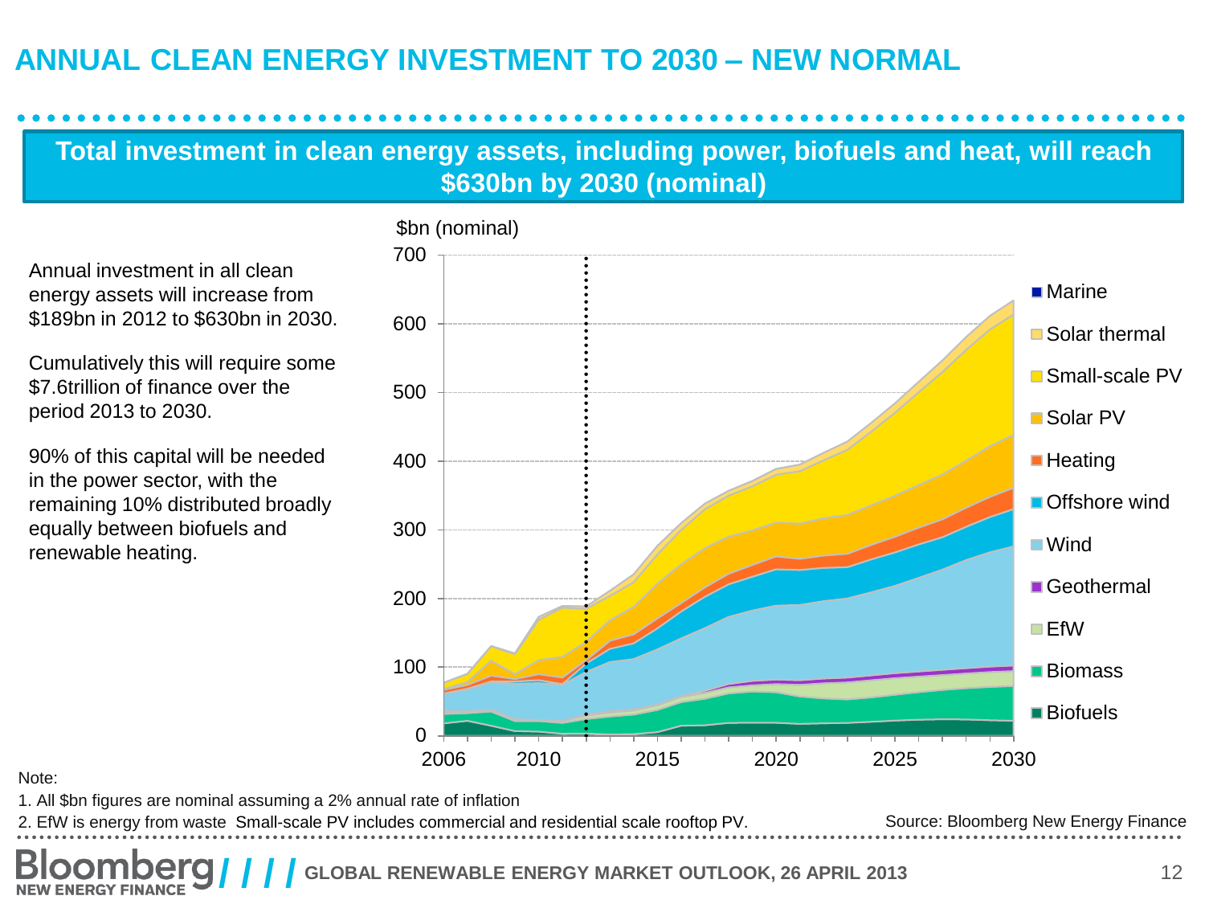# ANNUAL CLEAN ENERGY INVESTMENT TO 2030 – NEW NORMAL

**Total investment in clean energy assets, including power, biofuels and heat, will reach $630bn by 2030 (nominal)**

Annual investment in all clean energy assets will increase from $189bn in 2012 to $630bn in 2030.

Cumulatively this will require some $7.6trillion of finance over the period 2013 to 2030.

90% of this capital will be needed in the power sector, with the remaining 10% distributed broadly equally between biofuels and renewable heating.

$bn (nominal)

Legend: Marine, Solar thermal, Small-scale PV, Solar PV, Heating, Offshore wind, Wind, Geothermal, EfW, Biomass, Biofuels

Note:

1. All $bn figures are nominal assuming a 2% annual rate of inflation
2. EfW is energy from waste Small-scale PV includes commercial and residential scale rooftop PV.

Source: Bloomberg New Energy Finance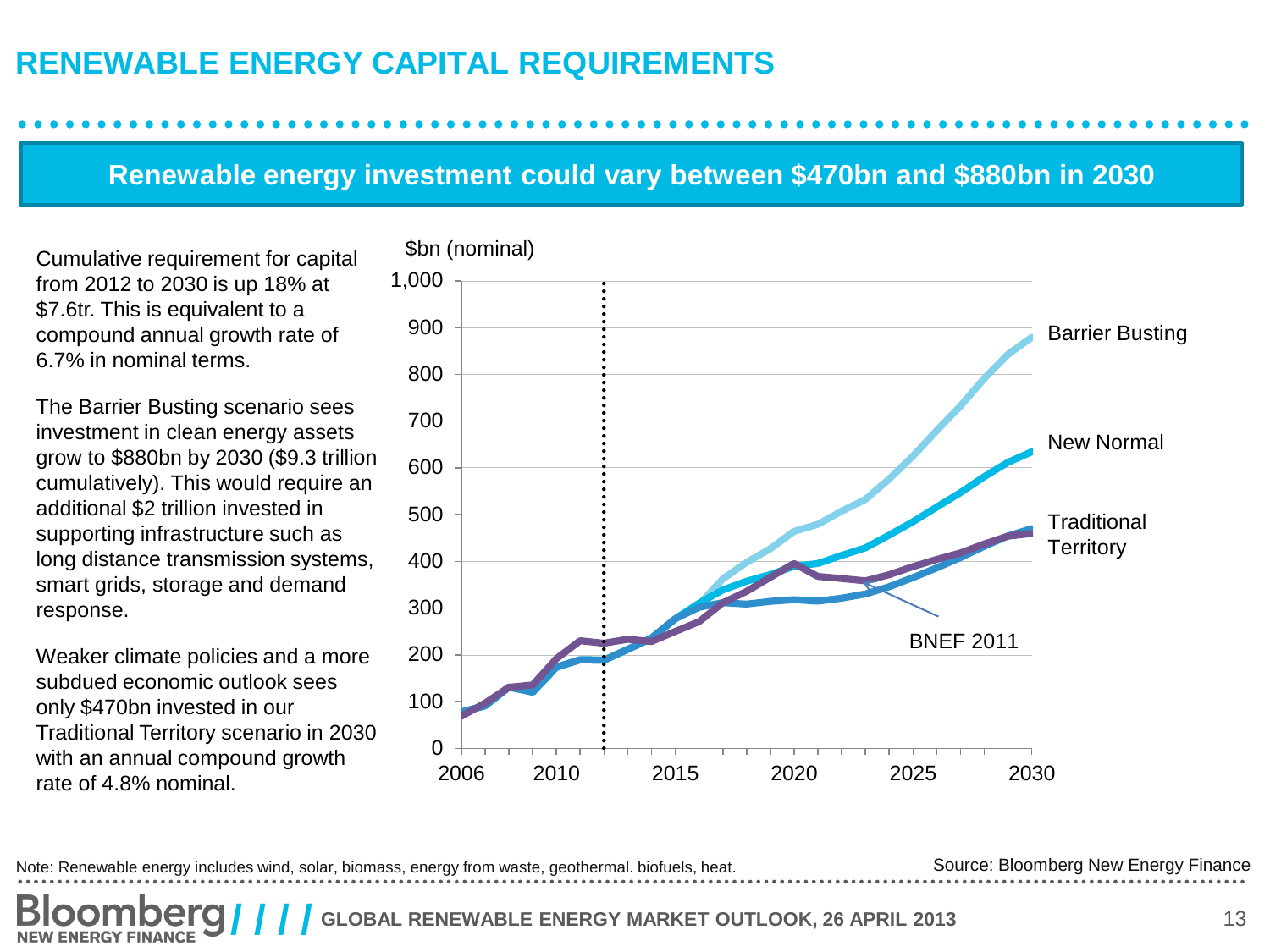# RENEWABLE ENERGY CAPITAL REQUIREMENTS

**Renewable energy investment could vary between $470bn and $880bn in 2030**

Cumulative requirement for capital from 2012 to 2030 is up 18% at $7.6tr. This is equivalent to a compound annual growth rate of 6.7% in nominal terms.

The Barrier Busting scenario sees investment in clean energy assets grow to $880bn by 2030 ($9.3 trillion cumulatively). This would require an additional $2 trillion invested in supporting infrastructure such as long distance transmission systems, smart grids, storage and demand response.

Weaker climate policies and a more subdued economic outlook sees only $470bn invested in our Traditional Territory scenario in 2030 with an annual compound growth rate of 4.8% nominal.

$bn (nominal)

Barrier Busting

New Normal

Traditional Territory

BNEF 2011

Note: Renewable energy includes wind, solar, biomass, energy from waste, geothermal. biofuels, heat.

Source: Bloomberg New Energy Finance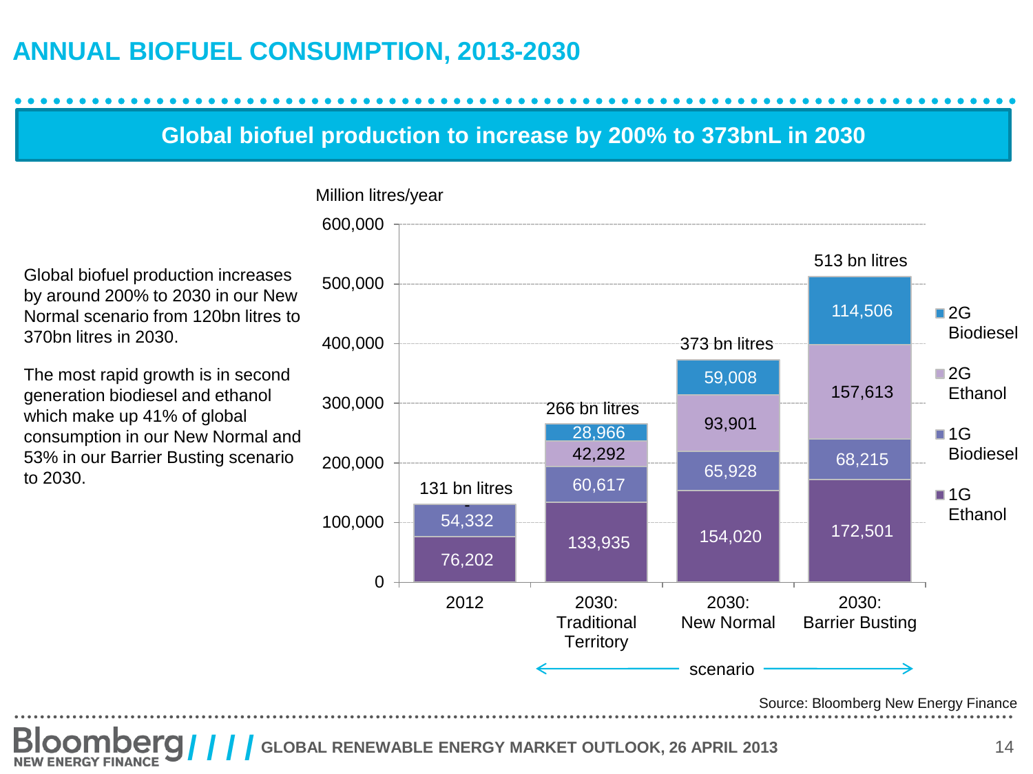# ANNUAL BIOFUEL CONSUMPTION, 2013-2030

## Global biofuel production to increase by 200% to 373bnL in 2030

Global biofuel production increases by around 200% to 2030 in our New Normal scenario from 120bn litres to 370bn litres in 2030.

The most rapid growth is in second generation biodiesel and ethanol which make up 41% of global consumption in our New Normal and 53% in our Barrier Busting scenario to 2030.

Million litres/year

| | 2012 | 2030: Traditional Territory | 2030: New Normal | 2030: Barrier Busting |
|---|---|---|---|---|
| 2G Biodiesel | - | 28,966 | 59,008 | 114,506 |
| 2G Ethanol | | 42,292 | 93,901 | 157,613 |
| 1G Biodiesel | 54,332 | 60,617 | 65,928 | 68,215 |
| 1G Ethanol | 76,202 | 133,935 | 154,020 | 172,501 |
| Total | 131 bn litres | 266 bn litres | 373 bn litres | 513 bn litres |

← scenario →

Source: Bloomberg New Energy Finance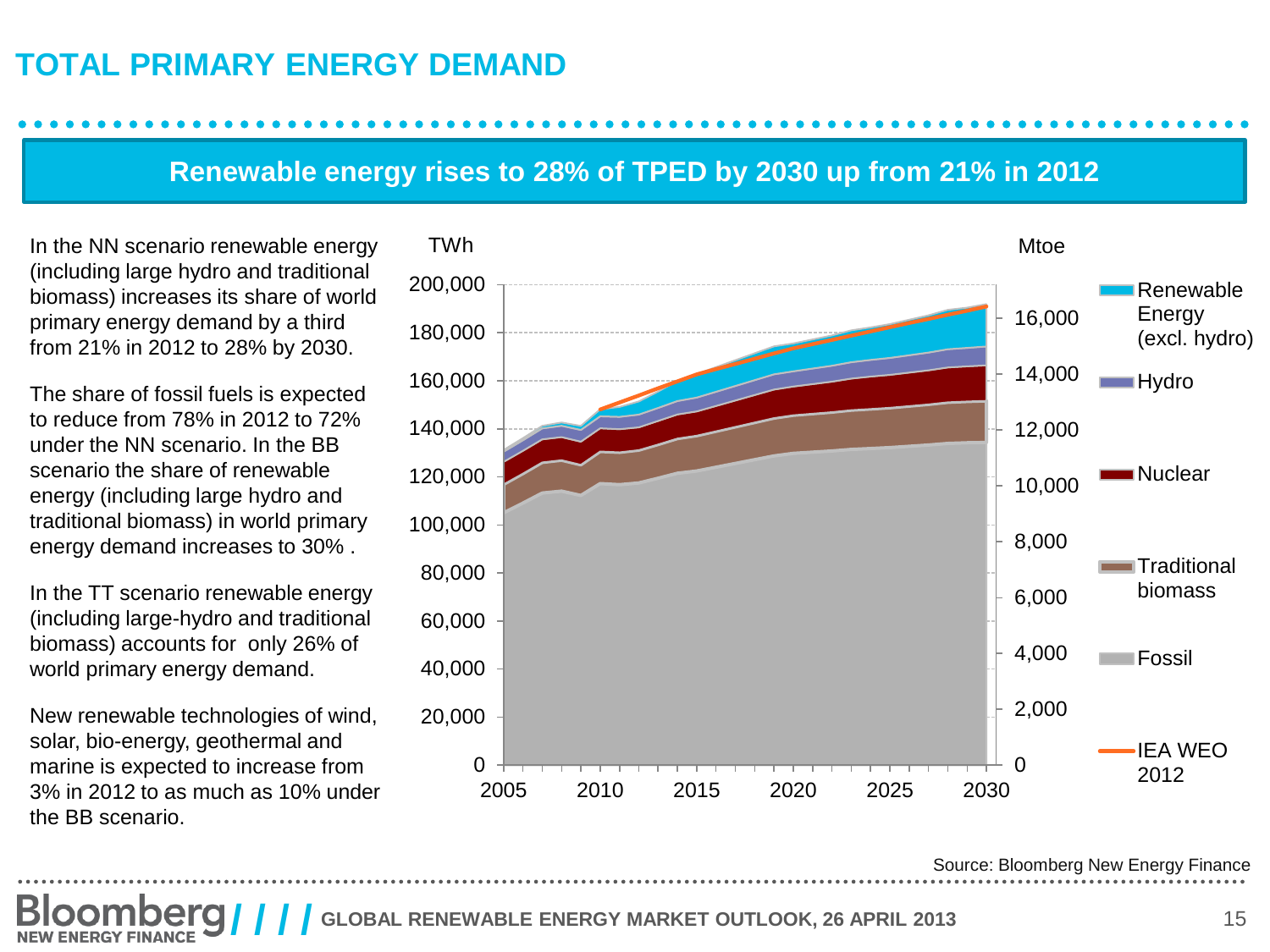# TOTAL PRIMARY ENERGY DEMAND

## Renewable energy rises to 28% of TPED by 2030 up from 21% in 2012

In the NN scenario renewable energy (including large hydro and traditional biomass) increases its share of world primary energy demand by a third from 21% in 2012 to 28% by 2030.

The share of fossil fuels is expected to reduce from 78% in 2012 to 72% under the NN scenario. In the BB scenario the share of renewable energy (including large hydro and traditional biomass) in world primary energy demand increases to 30% .

In the TT scenario renewable energy (including large-hydro and traditional biomass) accounts for only 26% of world primary energy demand.

New renewable technologies of wind, solar, bio-energy, geothermal and marine is expected to increase from 3% in 2012 to as much as 10% under the BB scenario.

TWh | Mtoe

Legend: Renewable Energy (excl. hydro); Hydro; Nuclear; Traditional biomass; Fossil; IEA WEO 2012

Source: Bloomberg New Energy Finance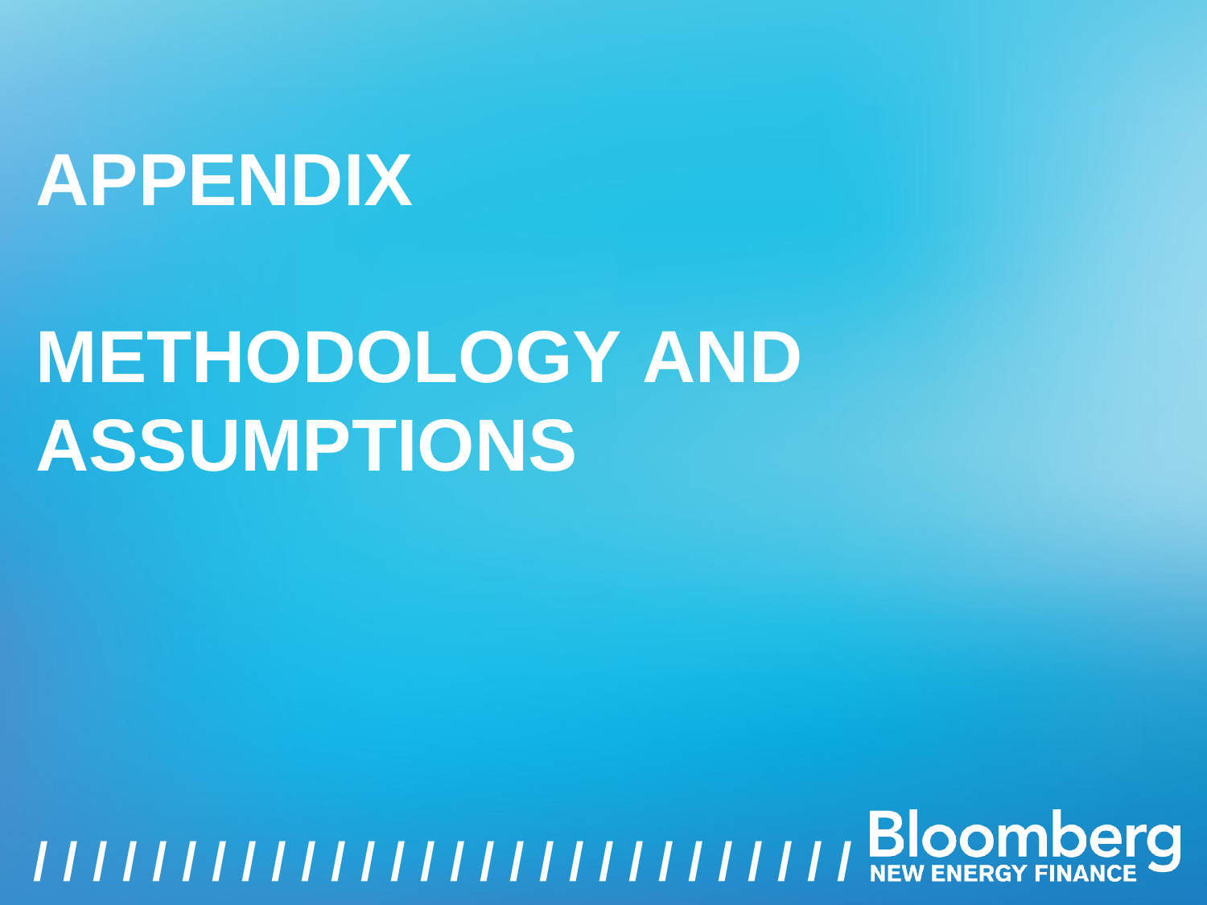# APPENDIX

# METHODOLOGY AND ASSUMPTIONS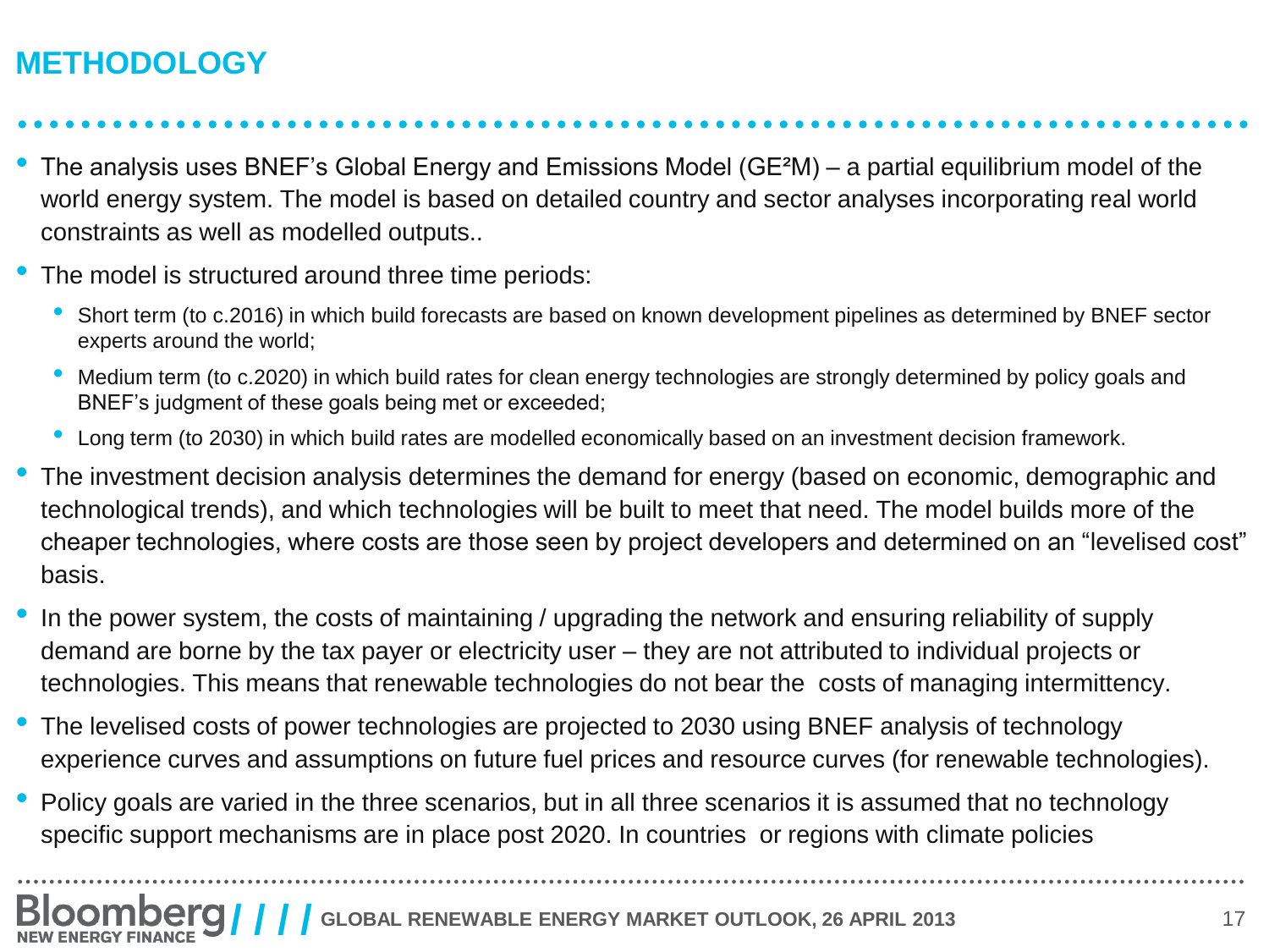# METHODOLOGY

- The analysis uses BNEF's Global Energy and Emissions Model (GE²M) – a partial equilibrium model of the world energy system. The model is based on detailed country and sector analyses incorporating real world constraints as well as modelled outputs..
- The model is structured around three time periods:
  - Short term (to c.2016) in which build forecasts are based on known development pipelines as determined by BNEF sector experts around the world;
  - Medium term (to c.2020) in which build rates for clean energy technologies are strongly determined by policy goals and BNEF's judgment of these goals being met or exceeded;
  - Long term (to 2030) in which build rates are modelled economically based on an investment decision framework.
- The investment decision analysis determines the demand for energy (based on economic, demographic and technological trends), and which technologies will be built to meet that need. The model builds more of the cheaper technologies, where costs are those seen by project developers and determined on an "levelised cost" basis.
- In the power system, the costs of maintaining / upgrading the network and ensuring reliability of supply demand are borne by the tax payer or electricity user – they are not attributed to individual projects or technologies. This means that renewable technologies do not bear the costs of managing intermittency.
- The levelised costs of power technologies are projected to 2030 using BNEF analysis of technology experience curves and assumptions on future fuel prices and resource curves (for renewable technologies).
- Policy goals are varied in the three scenarios, but in all three scenarios it is assumed that no technology specific support mechanisms are in place post 2020. In countries or regions with climate policies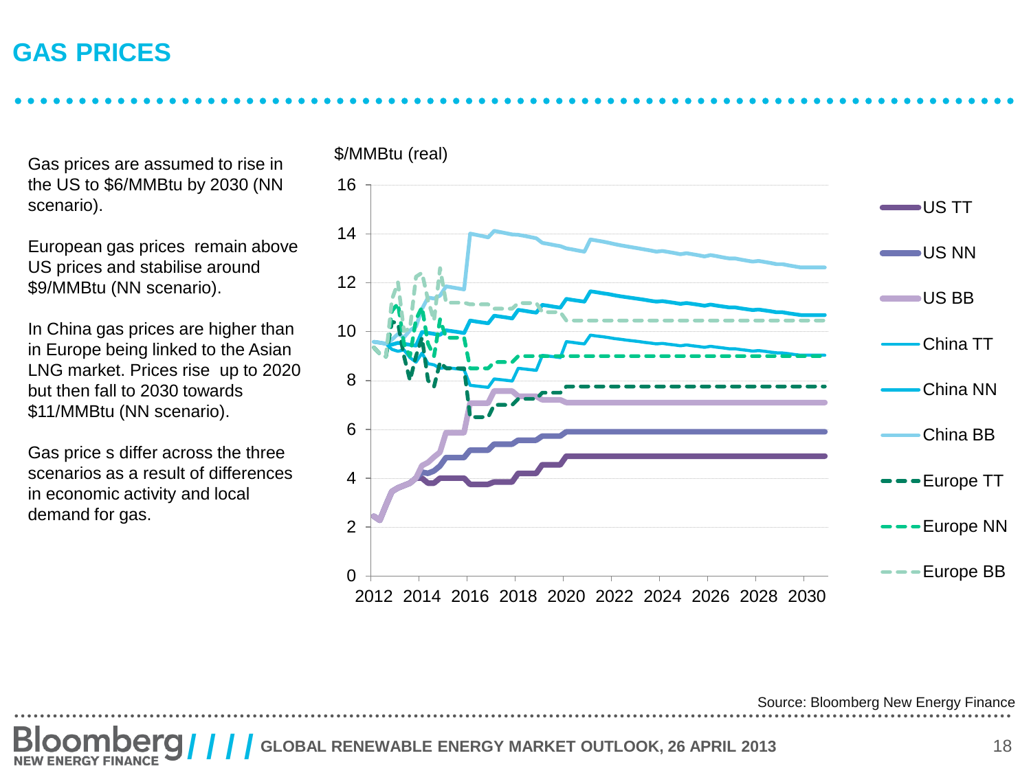# GAS PRICES

Gas prices are assumed to rise in the US to $6/MMBtu by 2030 (NN scenario).

European gas prices remain above US prices and stabilise around $9/MMBtu (NN scenario).

In China gas prices are higher than in Europe being linked to the Asian LNG market. Prices rise up to 2020 but then fall to 2030 towards $11/MMBtu (NN scenario).

Gas price s differ across the three scenarios as a result of differences in economic activity and local demand for gas.

$/MMBtu (real)

Source: Bloomberg New Energy Finance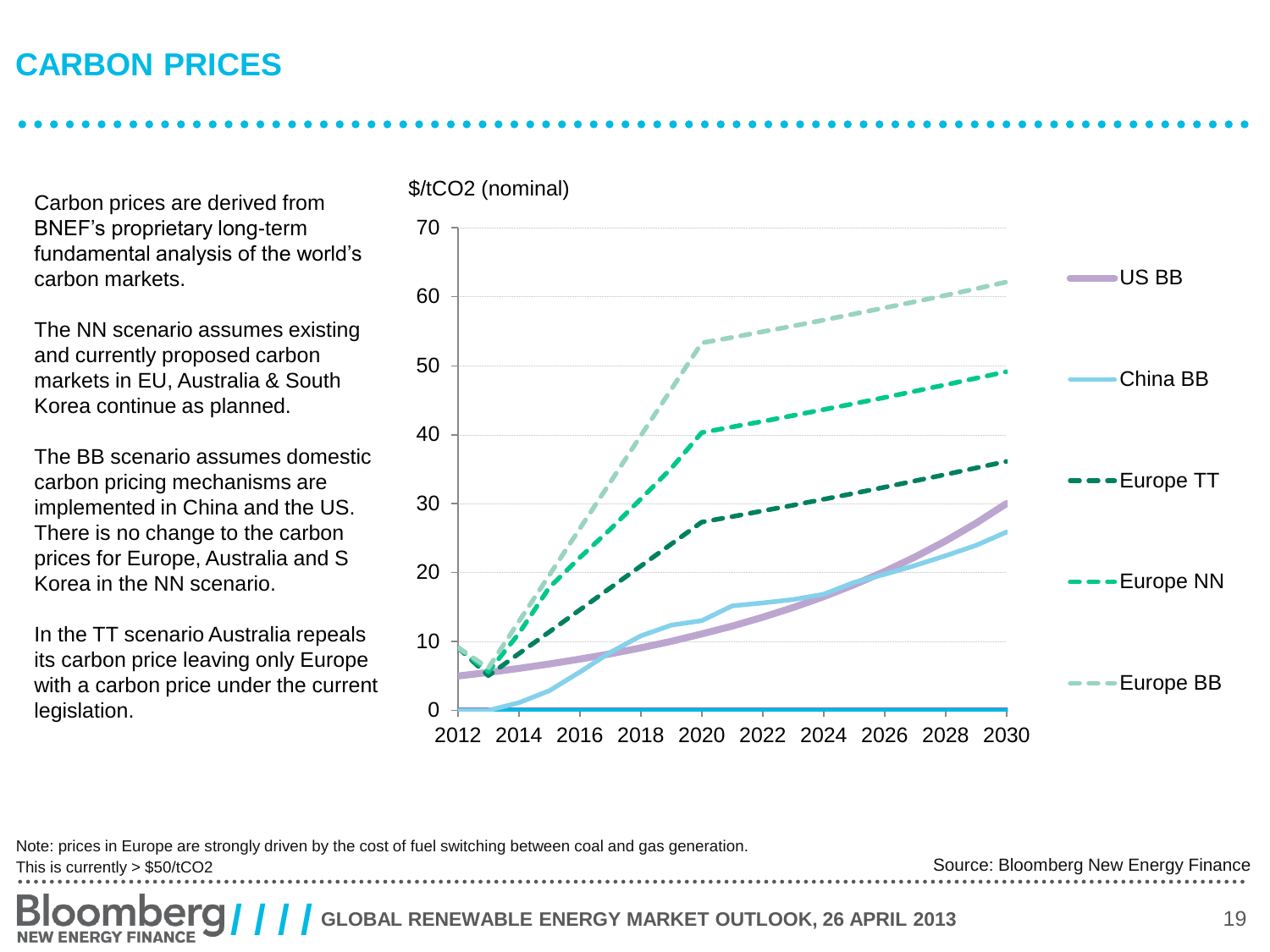# CARBON PRICES

Carbon prices are derived from BNEF's proprietary long-term fundamental analysis of the world's carbon markets.

The NN scenario assumes existing and currently proposed carbon markets in EU, Australia & South Korea continue as planned.

The BB scenario assumes domestic carbon pricing mechanisms are implemented in China and the US. There is no change to the carbon prices for Europe, Australia and S Korea in the NN scenario.

In the TT scenario Australia repeals its carbon price leaving only Europe with a carbon price under the current legislation.

$/tCO2 (nominal)

Legend: US BB, China BB, Europe TT, Europe NN, Europe BB

Note: prices in Europe are strongly driven by the cost of fuel switching between coal and gas generation. This is currently > $50/tCO2

Source: Bloomberg New Energy Finance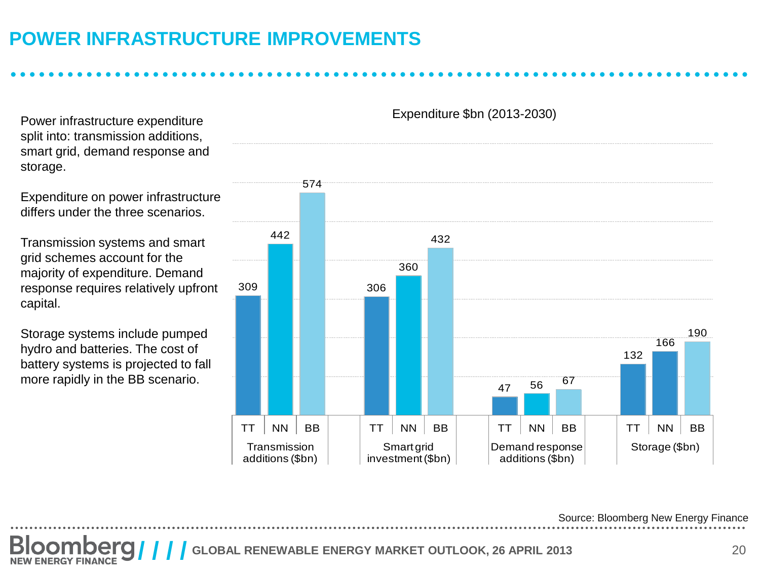# POWER INFRASTRUCTURE IMPROVEMENTS

Power infrastructure expenditure split into: transmission additions, smart grid, demand response and storage.

Expenditure on power infrastructure differs under the three scenarios.

Transmission systems and smart grid schemes account for the majority of expenditure. Demand response requires relatively upfront capital.

Storage systems include pumped hydro and batteries. The cost of battery systems is projected to fall more rapidly in the BB scenario.

Expenditure $bn (2013-2030)

| | TT | NN | BB |
|---|---|---|---|
| Transmission additions ($bn) | 309 | 442 | 574 |
| Smart grid investment ($bn) | 306 | 360 | 432 |
| Demand response additions ($bn) | 47 | 56 | 67 |
| Storage ($bn) | 132 | 166 | 190 |

Source: Bloomberg New Energy Finance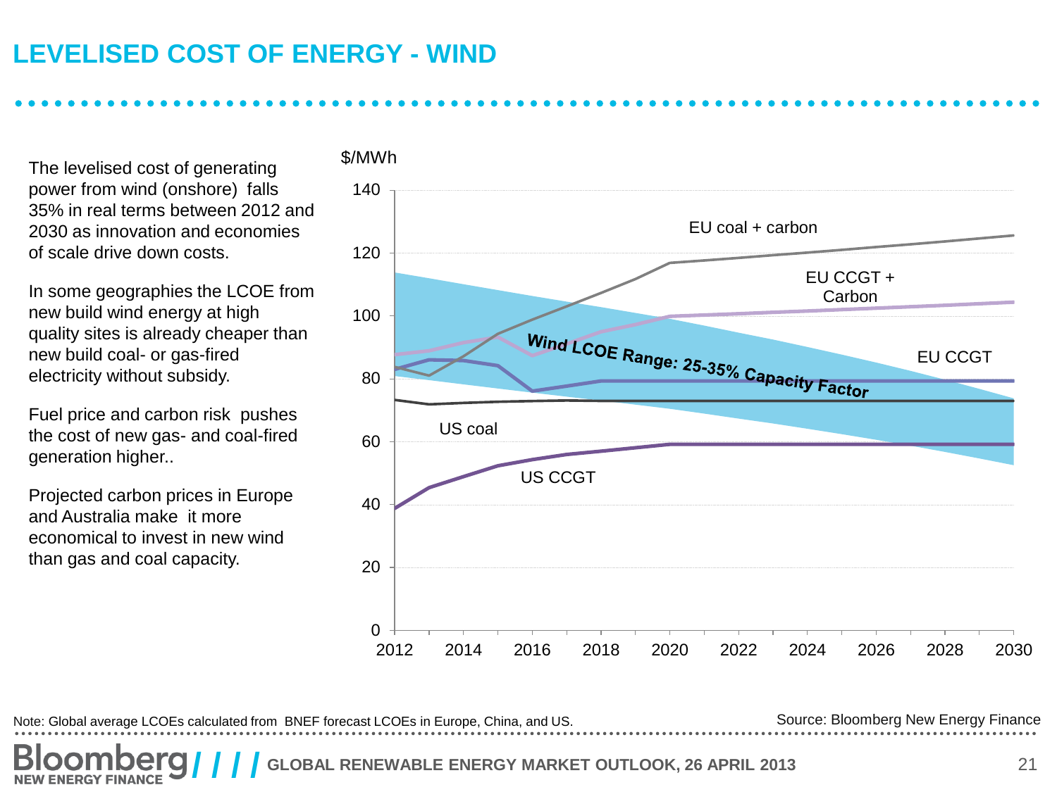# LEVELISED COST OF ENERGY - WIND

The levelised cost of generating power from wind (onshore) falls 35% in real terms between 2012 and 2030 as innovation and economies of scale drive down costs.

In some geographies the LCOE from new build wind energy at high quality sites is already cheaper than new build coal- or gas-fired electricity without subsidy.

Fuel price and carbon risk pushes the cost of new gas- and coal-fired generation higher..

Projected carbon prices in Europe and Australia make it more economical to invest in new wind than gas and coal capacity.

$/MWh

140
120
100
80
60
40
20
0

2012 2014 2016 2018 2020 2022 2024 2026 2028 2030

EU coal + carbon

EU CCGT + Carbon

EU CCGT

Wind LCOE Range: 25-35% Capacity Factor

US coal

US CCGT

Note: Global average LCOEs calculated from BNEF forecast LCOEs in Europe, China, and US.

Source: Bloomberg New Energy Finance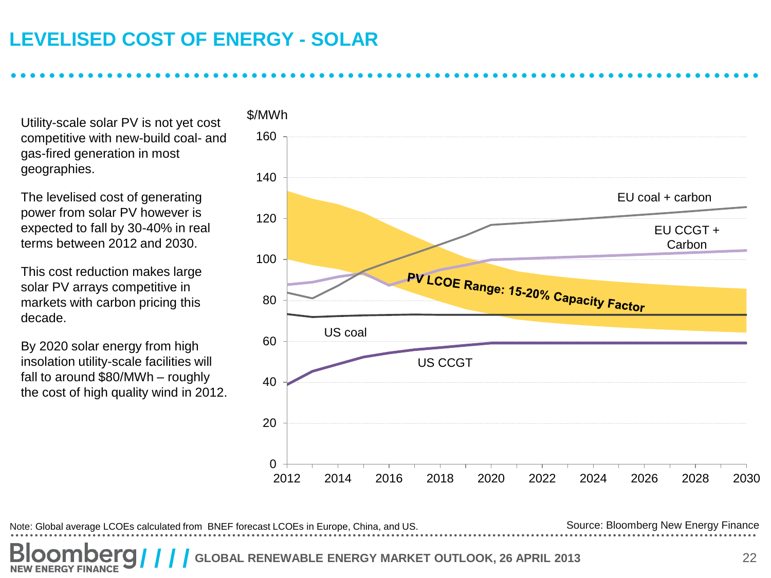# LEVELISED COST OF ENERGY - SOLAR

Utility-scale solar PV is not yet cost competitive with new-build coal- and gas-fired generation in most geographies.

The levelised cost of generating power from solar PV however is expected to fall by 30-40% in real terms between 2012 and 2030.

This cost reduction makes large solar PV arrays competitive in markets with carbon pricing this decade.

By 2020 solar energy from high insolation utility-scale facilities will fall to around $80/MWh – roughly the cost of high quality wind in 2012.

$/MWh

160
140
120
100
80
60
40
20
0

2012 2014 2016 2018 2020 2022 2024 2026 2028 2030

EU coal + carbon

EU CCGT + Carbon

PV LCOE Range: 15-20% Capacity Factor

US coal

US CCGT

Note: Global average LCOEs calculated from BNEF forecast LCOEs in Europe, China, and US.

Source: Bloomberg New Energy Finance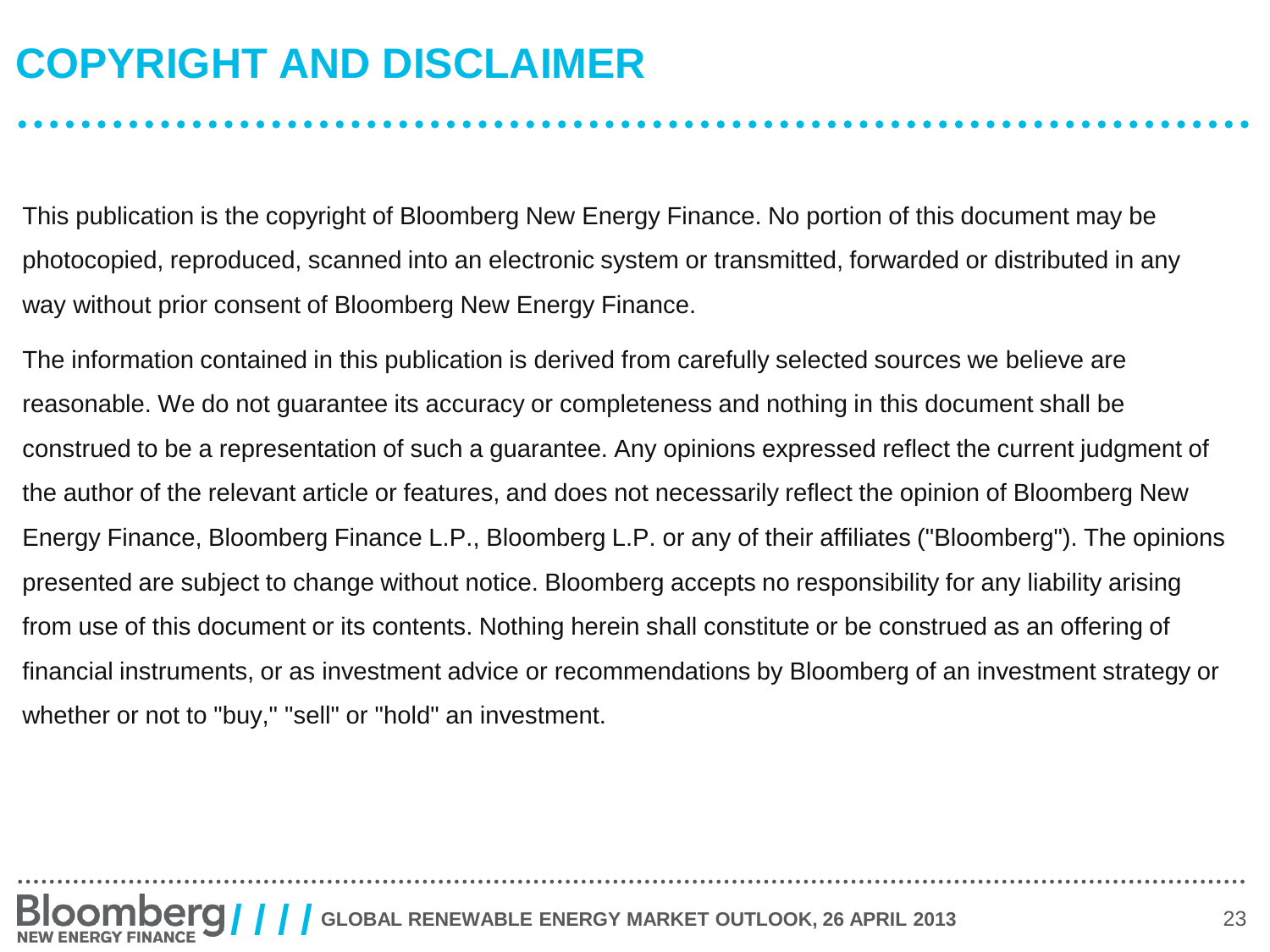# COPYRIGHT AND DISCLAIMER

This publication is the copyright of Bloomberg New Energy Finance. No portion of this document may be photocopied, reproduced, scanned into an electronic system or transmitted, forwarded or distributed in any way without prior consent of Bloomberg New Energy Finance.

The information contained in this publication is derived from carefully selected sources we believe are reasonable. We do not guarantee its accuracy or completeness and nothing in this document shall be construed to be a representation of such a guarantee. Any opinions expressed reflect the current judgment of the author of the relevant article or features, and does not necessarily reflect the opinion of Bloomberg New Energy Finance, Bloomberg Finance L.P., Bloomberg L.P. or any of their affiliates ("Bloomberg"). The opinions presented are subject to change without notice. Bloomberg accepts no responsibility for any liability arising from use of this document or its contents. Nothing herein shall constitute or be construed as an offering of financial instruments, or as investment advice or recommendations by Bloomberg of an investment strategy or whether or not to "buy," "sell" or "hold" an investment.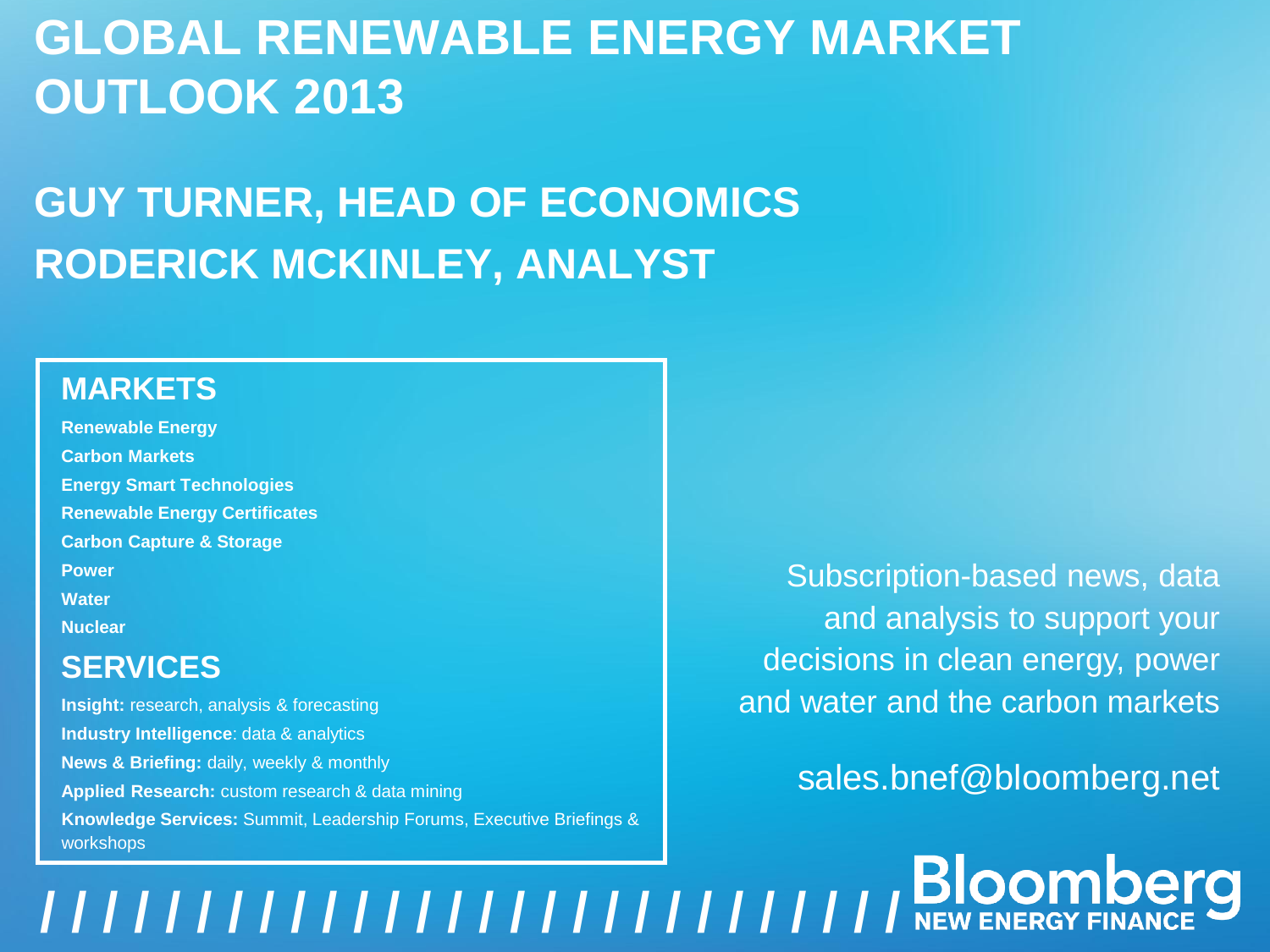# GLOBAL RENEWABLE ENERGY MARKET OUTLOOK 2013

## GUY TURNER, HEAD OF ECONOMICS
## RODERICK MCKINLEY, ANALYST

### MARKETS

**Renewable Energy**
**Carbon Markets**
**Energy Smart Technologies**
**Renewable Energy Certificates**
**Carbon Capture & Storage**
**Power**
**Water**
**Nuclear**

### SERVICES

**Insight:** research, analysis & forecasting
**Industry Intelligence**: data & analytics
**News & Briefing:** daily, weekly & monthly
**Applied Research:** custom research & data mining
**Knowledge Services:** Summit, Leadership Forums, Executive Briefings & workshops

Subscription-based news, data and analysis to support your decisions in clean energy, power and water and the carbon markets

sales.bnef@bloomberg.net

Bloomberg
NEW ENERGY FINANCE